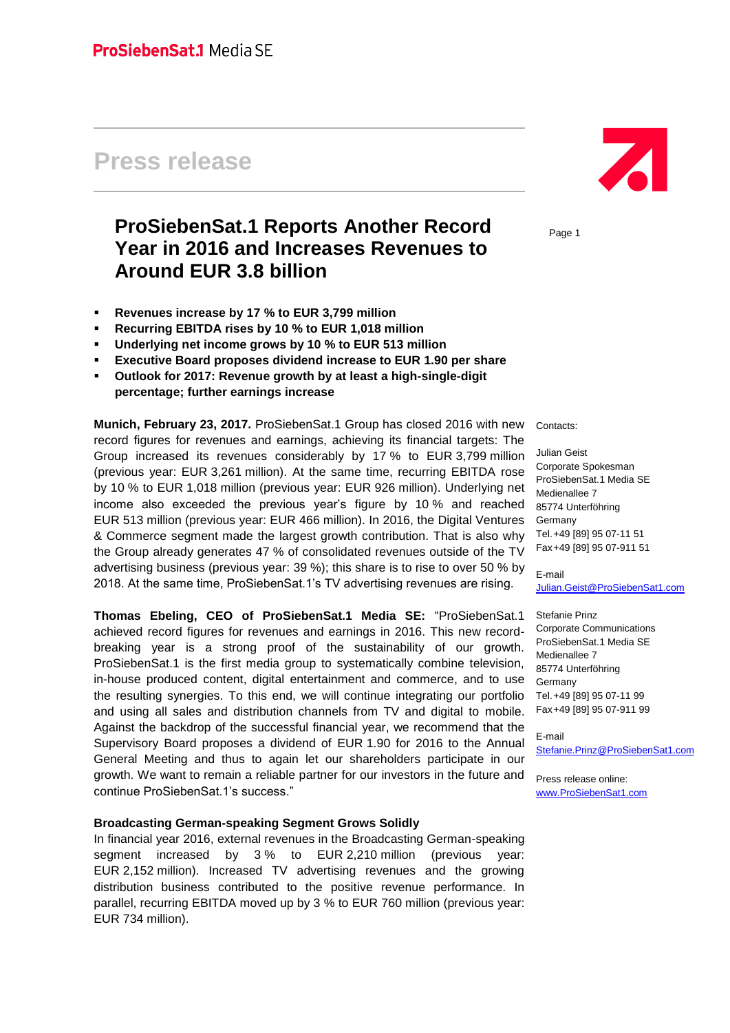ProSiebenSat.1 Media SE

# Press release

## ProSiebenSat.1 Reports Another Record Year in 2016 and Increases Revenues to Around EUR 3.8 billion

- **Revenues increase by 17 % to EUR 3,799 million**
- **Recurring EBITDA rises by 10 % to EUR 1,018 million**
- **Underlying net income grows by 10 % to EUR 513 million**
- **Executive Board proposes dividend increase to EUR 1.90 per share**
- **Outlook for 2017: Revenue growth by at least a high-single-digit percentage; further earnings increase**

**Munich, February 23, 2017.** ProSiebenSat.1 Group has closed 2016 with new record figures for revenues and earnings, achieving its financial targets: The Group increased its revenues considerably by 17 % to EUR 3,799 million (previous year: EUR 3,261 million). At the same time, recurring EBITDA rose by 10 % to EUR 1,018 million (previous year: EUR 926 million). Underlying net income also exceeded the previous year's figure by 10 % and reached EUR 513 million (previous year: EUR 466 million). In 2016, the Digital Ventures & Commerce segment made the largest growth contribution. That is also why the Group already generates 47 % of consolidated revenues outside of the TV advertising business (previous year: 39 %); this share is to rise to over 50 % by 2018. At the same time, ProSiebenSat.1's TV advertising revenues are rising.

**Thomas Ebeling, CEO of ProSiebenSat.1 Media SE:** "ProSiebenSat.1 achieved record figures for revenues and earnings in 2016. This new record-breaking year is a strong proof of the sustainability of our growth. ProSiebenSat.1 is the first media group to systematically combine television, in-house produced content, digital entertainment and commerce, and to use the resulting synergies. To this end, we will continue integrating our portfolio and using all sales and distribution channels from TV and digital to mobile. Against the backdrop of the successful financial year, we recommend that the Supervisory Board proposes a dividend of EUR 1.90 for 2016 to the Annual General Meeting and thus to again let our shareholders participate in our growth. We want to remain a reliable partner for our investors in the future and continue ProSiebenSat.1's success."

### Broadcasting German-speaking Segment Grows Solidly

In financial year 2016, external revenues in the Broadcasting German-speaking segment increased by 3 % to EUR 2,210 million (previous year: EUR 2,152 million). Increased TV advertising revenues and the growing distribution business contributed to the positive revenue performance. In parallel, recurring EBITDA moved up by 3 % to EUR 760 million (previous year: EUR 734 million).

Contacts:

Julian Geist
Corporate Spokesman
ProSiebenSat.1 Media SE
Medienallee 7
85774 Unterföhring
Germany
Tel.+49 [89] 95 07-11 51
Fax+49 [89] 95 07-911 51

E-mail
Julian.Geist@ProSiebenSat1.com

Stefanie Prinz
Corporate Communications
ProSiebenSat.1 Media SE
Medienallee 7
85774 Unterföhring
Germany
Tel.+49 [89] 95 07-11 99
Fax+49 [89] 95 07-911 99

E-mail
Stefanie.Prinz@ProSiebenSat1.com

Press release online:
www.ProSiebenSat1.com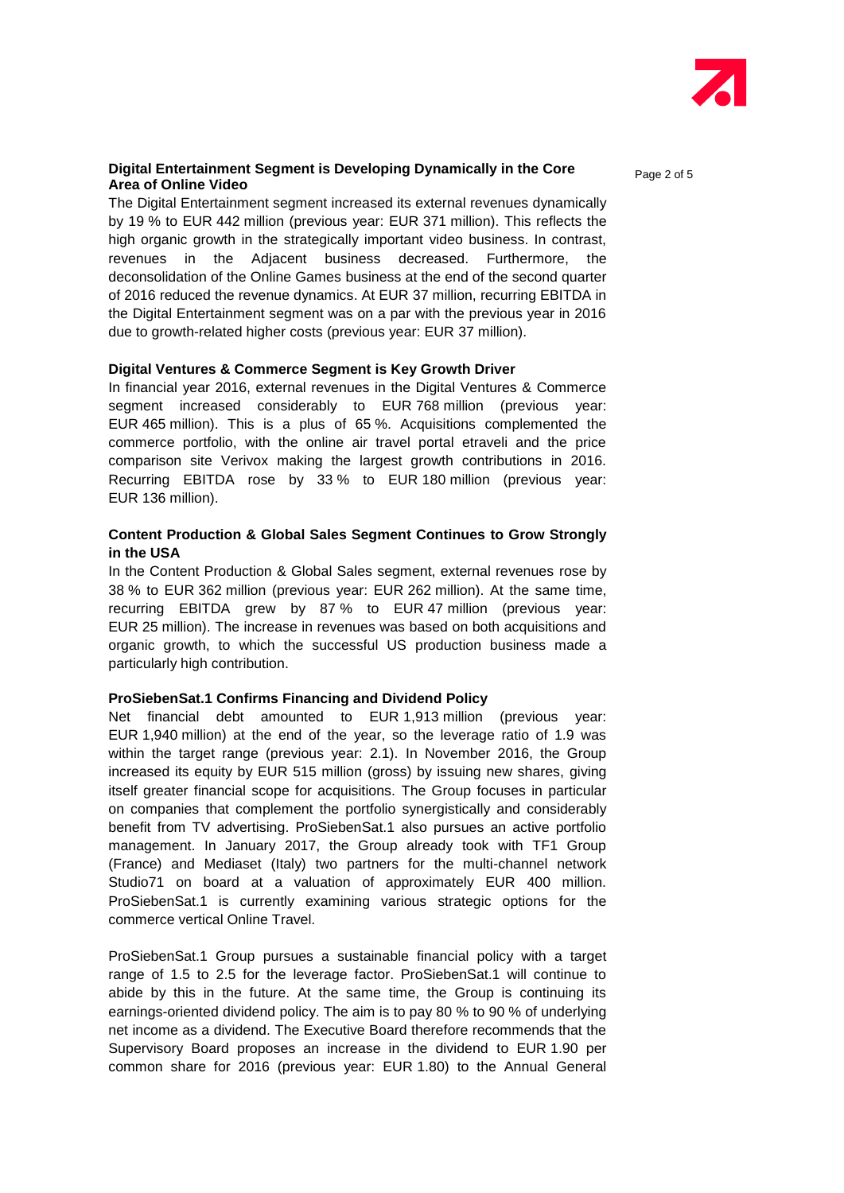**Digital Entertainment Segment is Developing Dynamically in the Core Area of Online Video**

The Digital Entertainment segment increased its external revenues dynamically by 19 % to EUR 442 million (previous year: EUR 371 million). This reflects the high organic growth in the strategically important video business. In contrast, revenues in the Adjacent business decreased. Furthermore, the deconsolidation of the Online Games business at the end of the second quarter of 2016 reduced the revenue dynamics. At EUR 37 million, recurring EBITDA in the Digital Entertainment segment was on a par with the previous year in 2016 due to growth-related higher costs (previous year: EUR 37 million).

**Digital Ventures & Commerce Segment is Key Growth Driver**

In financial year 2016, external revenues in the Digital Ventures & Commerce segment increased considerably to EUR 768 million (previous year: EUR 465 million). This is a plus of 65 %. Acquisitions complemented the commerce portfolio, with the online air travel portal etraveli and the price comparison site Verivox making the largest growth contributions in 2016. Recurring EBITDA rose by 33 % to EUR 180 million (previous year: EUR 136 million).

**Content Production & Global Sales Segment Continues to Grow Strongly in the USA**

In the Content Production & Global Sales segment, external revenues rose by 38 % to EUR 362 million (previous year: EUR 262 million). At the same time, recurring EBITDA grew by 87 % to EUR 47 million (previous year: EUR 25 million). The increase in revenues was based on both acquisitions and organic growth, to which the successful US production business made a particularly high contribution.

**ProSiebenSat.1 Confirms Financing and Dividend Policy**

Net financial debt amounted to EUR 1,913 million (previous year: EUR 1,940 million) at the end of the year, so the leverage ratio of 1.9 was within the target range (previous year: 2.1). In November 2016, the Group increased its equity by EUR 515 million (gross) by issuing new shares, giving itself greater financial scope for acquisitions. The Group focuses in particular on companies that complement the portfolio synergistically and considerably benefit from TV advertising. ProSiebenSat.1 also pursues an active portfolio management. In January 2017, the Group already took with TF1 Group (France) and Mediaset (Italy) two partners for the multi-channel network Studio71 on board at a valuation of approximately EUR 400 million. ProSiebenSat.1 is currently examining various strategic options for the commerce vertical Online Travel.

ProSiebenSat.1 Group pursues a sustainable financial policy with a target range of 1.5 to 2.5 for the leverage factor. ProSiebenSat.1 will continue to abide by this in the future. At the same time, the Group is continuing its earnings-oriented dividend policy. The aim is to pay 80 % to 90 % of underlying net income as a dividend. The Executive Board therefore recommends that the Supervisory Board proposes an increase in the dividend to EUR 1.90 per common share for 2016 (previous year: EUR 1.80) to the Annual General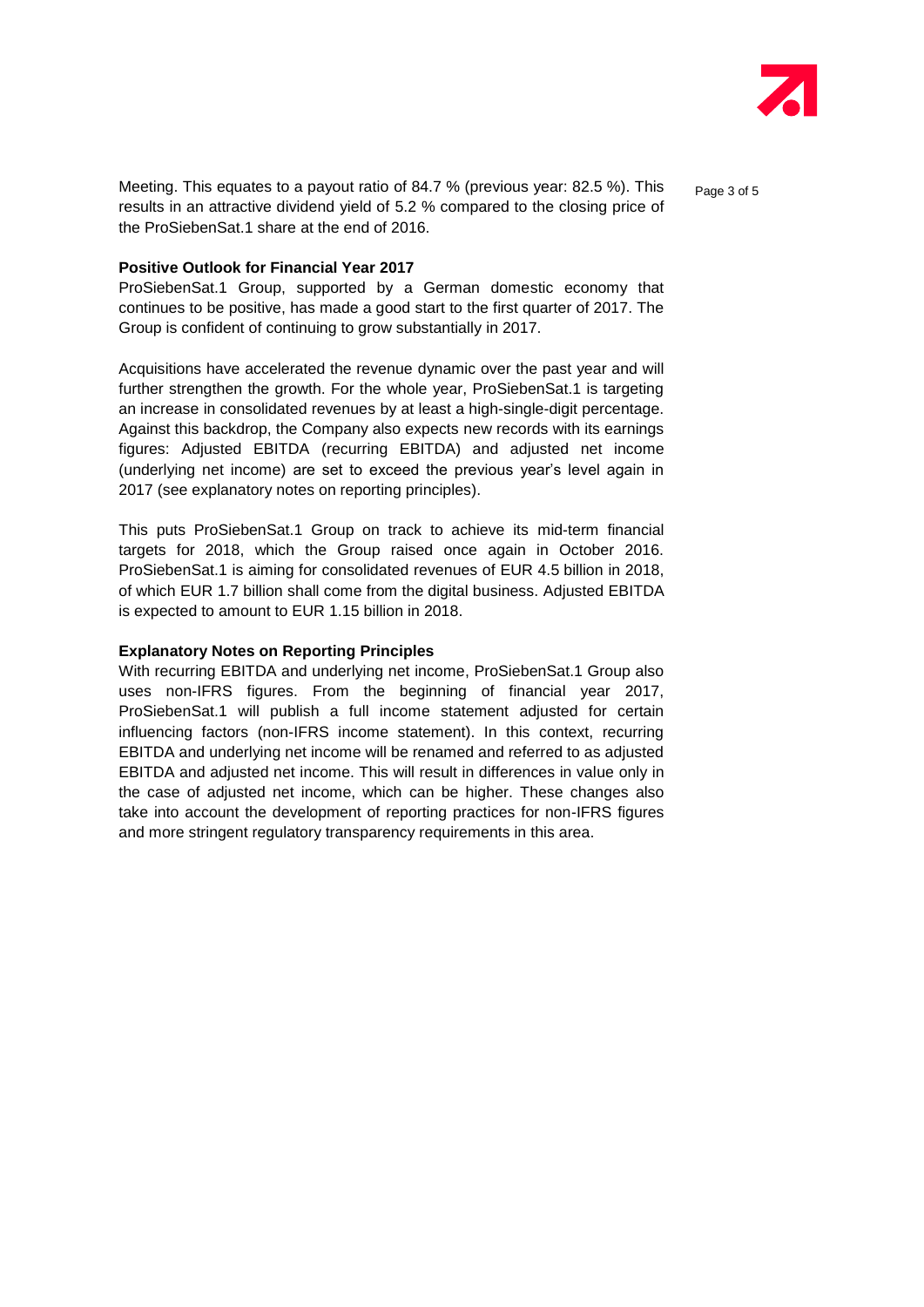Meeting. This equates to a payout ratio of 84.7 % (previous year: 82.5 %). This results in an attractive dividend yield of 5.2 % compared to the closing price of the ProSiebenSat.1 share at the end of 2016.

**Positive Outlook for Financial Year 2017**

ProSiebenSat.1 Group, supported by a German domestic economy that continues to be positive, has made a good start to the first quarter of 2017. The Group is confident of continuing to grow substantially in 2017.

Acquisitions have accelerated the revenue dynamic over the past year and will further strengthen the growth. For the whole year, ProSiebenSat.1 is targeting an increase in consolidated revenues by at least a high-single-digit percentage. Against this backdrop, the Company also expects new records with its earnings figures: Adjusted EBITDA (recurring EBITDA) and adjusted net income (underlying net income) are set to exceed the previous year's level again in 2017 (see explanatory notes on reporting principles).

This puts ProSiebenSat.1 Group on track to achieve its mid-term financial targets for 2018, which the Group raised once again in October 2016. ProSiebenSat.1 is aiming for consolidated revenues of EUR 4.5 billion in 2018, of which EUR 1.7 billion shall come from the digital business. Adjusted EBITDA is expected to amount to EUR 1.15 billion in 2018.

**Explanatory Notes on Reporting Principles**

With recurring EBITDA and underlying net income, ProSiebenSat.1 Group also uses non-IFRS figures. From the beginning of financial year 2017, ProSiebenSat.1 will publish a full income statement adjusted for certain influencing factors (non-IFRS income statement). In this context, recurring EBITDA and underlying net income will be renamed and referred to as adjusted EBITDA and adjusted net income. This will result in differences in value only in the case of adjusted net income, which can be higher. These changes also take into account the development of reporting practices for non-IFRS figures and more stringent regulatory transparency requirements in this area.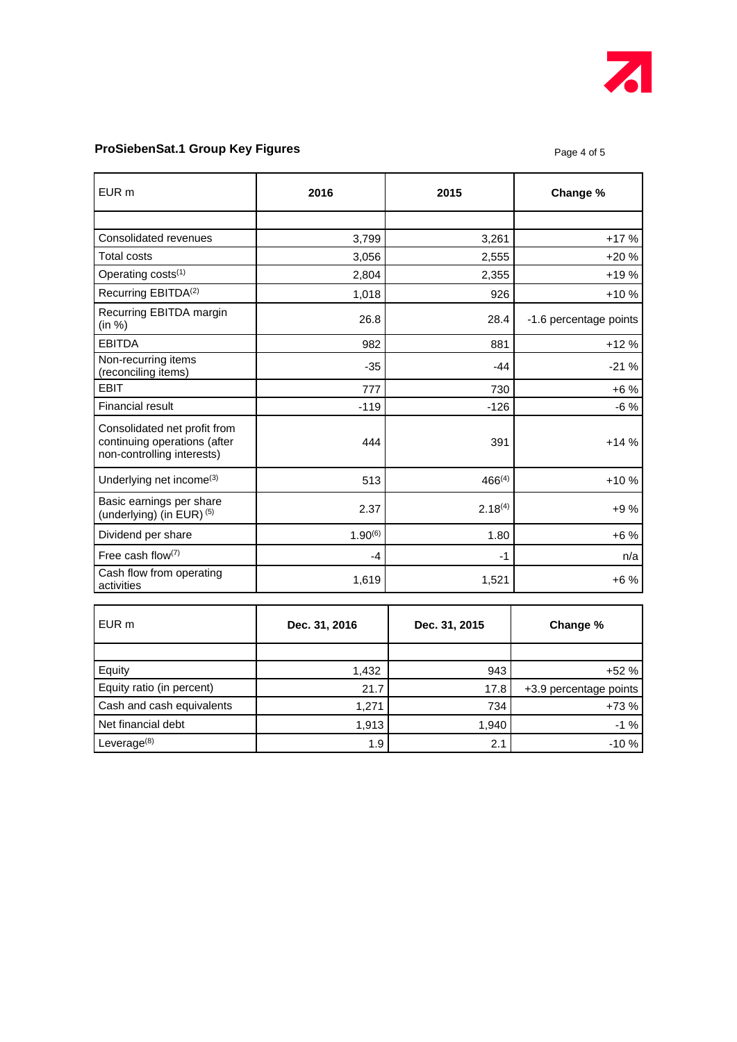## ProSiebenSat.1 Group Key Figures

| EUR m | 2016 | 2015 | Change % |
|---|---|---|---|
| | | | |
| Consolidated revenues | 3,799 | 3,261 | +17 % |
| Total costs | 3,056 | 2,555 | +20 % |
| Operating costs[1] | 2,804 | 2,355 | +19 % |
| Recurring EBITDA[2] | 1,018 | 926 | +10 % |
| Recurring EBITDA margin (in %) | 26.8 | 28.4 | -1.6 percentage points |
| EBITDA | 982 | 881 | +12 % |
| Non-recurring items (reconciling items) | -35 | -44 | -21 % |
| EBIT | 777 | 730 | +6 % |
| Financial result | -119 | -126 | -6 % |
| Consolidated net profit from continuing operations (after non-controlling interests) | 444 | 391 | +14 % |
| Underlying net income[3] | 513 | 466[4] | +10 % |
| Basic earnings per share (underlying) (in EUR) [5] | 2.37 | 2.18[4] | +9 % |
| Dividend per share | 1.90[6] | 1.80 | +6 % |
| Free cash flow[7] | -4 | -1 | n/a |
| Cash flow from operating activities | 1,619 | 1,521 | +6 % |

| EUR m | Dec. 31, 2016 | Dec. 31, 2015 | Change % |
|---|---|---|---|
| | | | |
| Equity | 1,432 | 943 | +52 % |
| Equity ratio (in percent) | 21.7 | 17.8 | +3.9 percentage points |
| Cash and cash equivalents | 1,271 | 734 | +73 % |
| Net financial debt | 1,913 | 1,940 | -1 % |
| Leverage[8] | 1.9 | 2.1 | -10 % |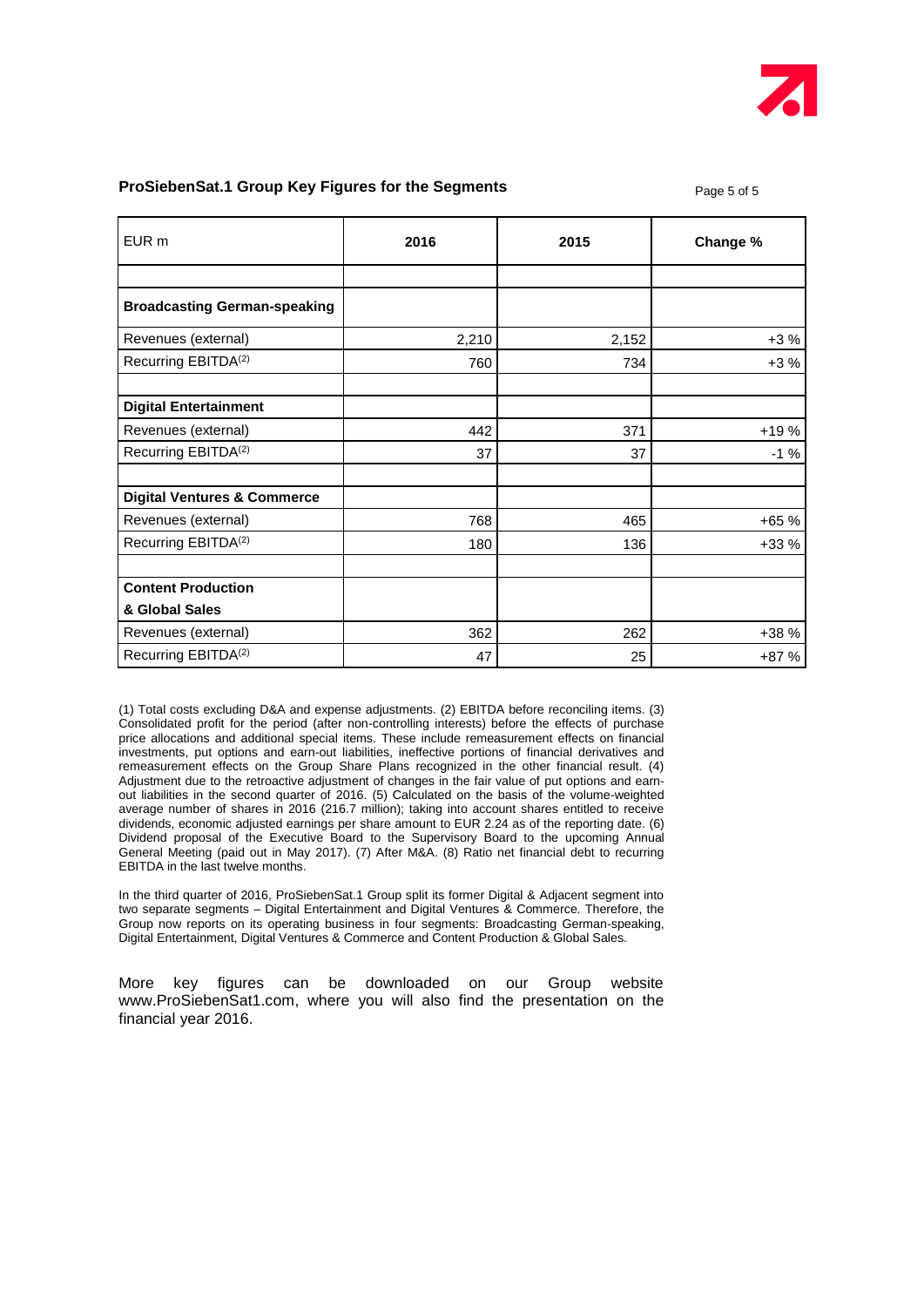**ProSiebenSat.1 Group Key Figures for the Segments**

| EUR m | 2016 | 2015 | Change % |
|---|---|---|---|
| | | | |
| **Broadcasting German-speaking** | | | |
| Revenues (external) | 2,210 | 2,152 | +3 % |
| Recurring EBITDA(2) | 760 | 734 | +3 % |
| | | | |
| **Digital Entertainment** | | | |
| Revenues (external) | 442 | 371 | +19 % |
| Recurring EBITDA(2) | 37 | 37 | -1 % |
| | | | |
| **Digital Ventures & Commerce** | | | |
| Revenues (external) | 768 | 465 | +65 % |
| Recurring EBITDA(2) | 180 | 136 | +33 % |
| | | | |
| **Content Production & Global Sales** | | | |
| Revenues (external) | 362 | 262 | +38 % |
| Recurring EBITDA(2) | 47 | 25 | +87 % |

(1) Total costs excluding D&A and expense adjustments. (2) EBITDA before reconciling items. (3) Consolidated profit for the period (after non-controlling interests) before the effects of purchase price allocations and additional special items. These include remeasurement effects on financial investments, put options and earn-out liabilities, ineffective portions of financial derivatives and remeasurement effects on the Group Share Plans recognized in the other financial result. (4) Adjustment due to the retroactive adjustment of changes in the fair value of put options and earn-out liabilities in the second quarter of 2016. (5) Calculated on the basis of the volume-weighted average number of shares in 2016 (216.7 million); taking into account shares entitled to receive dividends, economic adjusted earnings per share amount to EUR 2.24 as of the reporting date. (6) Dividend proposal of the Executive Board to the Supervisory Board to the upcoming Annual General Meeting (paid out in May 2017). (7) After M&A. (8) Ratio net financial debt to recurring EBITDA in the last twelve months.

In the third quarter of 2016, ProSiebenSat.1 Group split its former Digital & Adjacent segment into two separate segments – Digital Entertainment and Digital Ventures & Commerce. Therefore, the Group now reports on its operating business in four segments: Broadcasting German-speaking, Digital Entertainment, Digital Ventures & Commerce and Content Production & Global Sales.

More key figures can be downloaded on our Group website www.ProSiebenSat1.com, where you will also find the presentation on the financial year 2016.